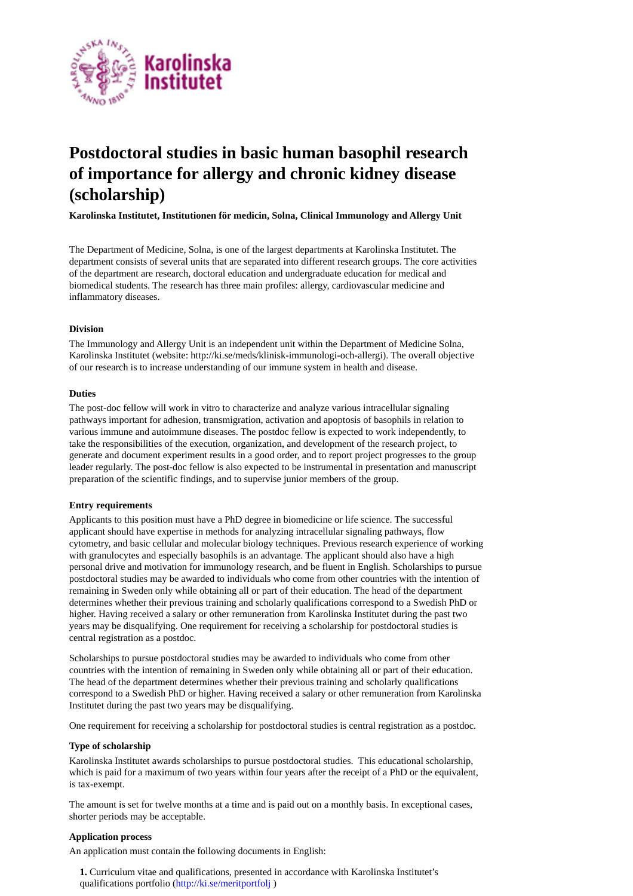# Postdoctoral studies in basic human basophil research of importance for allergy and chronic kidney disease (scholarship)

**Karolinska Institutet, Institutionen för medicin, Solna, Clinical Immunology and Allergy Unit**

The Department of Medicine, Solna, is one of the largest departments at Karolinska Institutet. The department consists of several units that are separated into different research groups. The core activities of the department are research, doctoral education and undergraduate education for medical and biomedical students. The research has three main profiles: allergy, cardiovascular medicine and inflammatory diseases.

### Division

The Immunology and Allergy Unit is an independent unit within the Department of Medicine Solna, Karolinska Institutet (website: http://ki.se/meds/klinisk-immunologi-och-allergi). The overall objective of our research is to increase understanding of our immune system in health and disease.

### Duties

The post-doc fellow will work in vitro to characterize and analyze various intracellular signaling pathways important for adhesion, transmigration, activation and apoptosis of basophils in relation to various immune and autoimmune diseases. The postdoc fellow is expected to work independently, to take the responsibilities of the execution, organization, and development of the research project, to generate and document experiment results in a good order, and to report project progresses to the group leader regularly. The post-doc fellow is also expected to be instrumental in presentation and manuscript preparation of the scientific findings, and to supervise junior members of the group.

### Entry requirements

Applicants to this position must have a PhD degree in biomedicine or life science. The successful applicant should have expertise in methods for analyzing intracellular signaling pathways, flow cytometry, and basic cellular and molecular biology techniques. Previous research experience of working with granulocytes and especially basophils is an advantage. The applicant should also have a high personal drive and motivation for immunology research, and be fluent in English. Scholarships to pursue postdoctoral studies may be awarded to individuals who come from other countries with the intention of remaining in Sweden only while obtaining all or part of their education. The head of the department determines whether their previous training and scholarly qualifications correspond to a Swedish PhD or higher. Having received a salary or other remuneration from Karolinska Institutet during the past two years may be disqualifying. One requirement for receiving a scholarship for postdoctoral studies is central registration as a postdoc.

Scholarships to pursue postdoctoral studies may be awarded to individuals who come from other countries with the intention of remaining in Sweden only while obtaining all or part of their education. The head of the department determines whether their previous training and scholarly qualifications correspond to a Swedish PhD or higher. Having received a salary or other remuneration from Karolinska Institutet during the past two years may be disqualifying.

One requirement for receiving a scholarship for postdoctoral studies is central registration as a postdoc.

### Type of scholarship

Karolinska Institutet awards scholarships to pursue postdoctoral studies. This educational scholarship, which is paid for a maximum of two years within four years after the receipt of a PhD or the equivalent, is tax-exempt.

The amount is set for twelve months at a time and is paid out on a monthly basis. In exceptional cases, shorter periods may be acceptable.

### Application process

An application must contain the following documents in English:

1. Curriculum vitae and qualifications, presented in accordance with Karolinska Institutet's qualifications portfolio (http://ki.se/meritportfolj )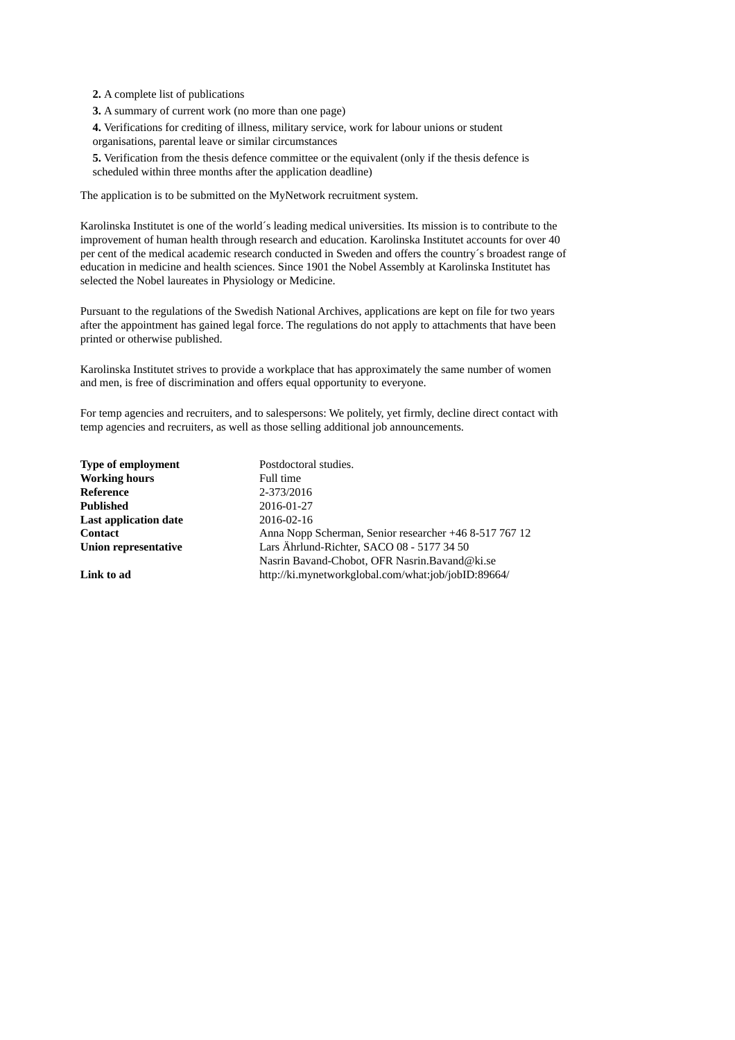**2.** A complete list of publications

**3.** A summary of current work (no more than one page)

**4.** Verifications for crediting of illness, military service, work for labour unions or student organisations, parental leave or similar circumstances

**5.** Verification from the thesis defence committee or the equivalent (only if the thesis defence is scheduled within three months after the application deadline)

The application is to be submitted on the MyNetwork recruitment system.

Karolinska Institutet is one of the world´s leading medical universities. Its mission is to contribute to the improvement of human health through research and education. Karolinska Institutet accounts for over 40 per cent of the medical academic research conducted in Sweden and offers the country´s broadest range of education in medicine and health sciences. Since 1901 the Nobel Assembly at Karolinska Institutet has selected the Nobel laureates in Physiology or Medicine.

Pursuant to the regulations of the Swedish National Archives, applications are kept on file for two years after the appointment has gained legal force. The regulations do not apply to attachments that have been printed or otherwise published.

Karolinska Institutet strives to provide a workplace that has approximately the same number of women and men, is free of discrimination and offers equal opportunity to everyone.

For temp agencies and recruiters, and to salespersons: We politely, yet firmly, decline direct contact with temp agencies and recruiters, as well as those selling additional job announcements.

| | |
|---|---|
| **Type of employment** | Postdoctoral studies. |
| **Working hours** | Full time |
| **Reference** | 2-373/2016 |
| **Published** | 2016-01-27 |
| **Last application date** | 2016-02-16 |
| **Contact** | Anna Nopp Scherman, Senior researcher +46 8-517 767 12 |
| **Union representative** | Lars Ährlund-Richter, SACO 08 - 5177 34 50<br>Nasrin Bavand-Chobot, OFR Nasrin.Bavand@ki.se |
| **Link to ad** | http://ki.mynetworkglobal.com/what:job/jobID:89664/ |